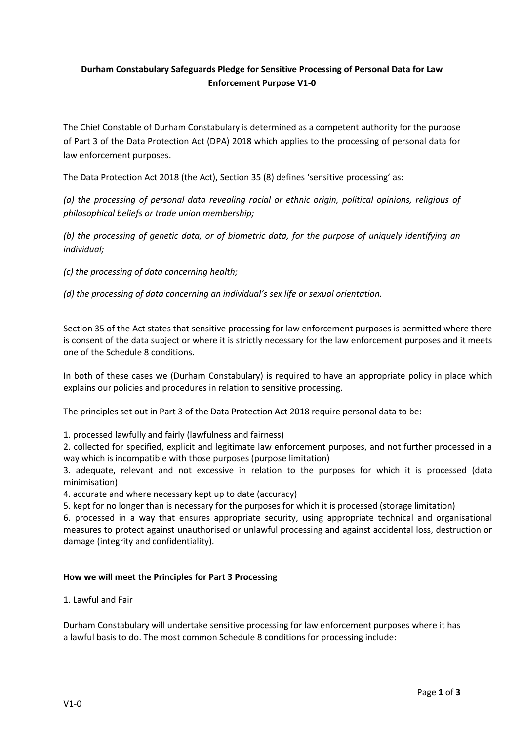**Durham Constabulary Safeguards Pledge for Sensitive Processing of Personal Data for Law Enforcement Purpose V1-0**

The Chief Constable of Durham Constabulary is determined as a competent authority for the purpose of Part 3 of the Data Protection Act (DPA) 2018 which applies to the processing of personal data for law enforcement purposes.

The Data Protection Act 2018 (the Act), Section 35 (8) defines 'sensitive processing' as:

*(a) the processing of personal data revealing racial or ethnic origin, political opinions, religious of philosophical beliefs or trade union membership;*

*(b) the processing of genetic data, or of biometric data, for the purpose of uniquely identifying an individual;*

*(c) the processing of data concerning health;*

*(d) the processing of data concerning an individual's sex life or sexual orientation.*

Section 35 of the Act states that sensitive processing for law enforcement purposes is permitted where there is consent of the data subject or where it is strictly necessary for the law enforcement purposes and it meets one of the Schedule 8 conditions.

In both of these cases we (Durham Constabulary) is required to have an appropriate policy in place which explains our policies and procedures in relation to sensitive processing.

The principles set out in Part 3 of the Data Protection Act 2018 require personal data to be:

1. processed lawfully and fairly (lawfulness and fairness)
2. collected for specified, explicit and legitimate law enforcement purposes, and not further processed in a way which is incompatible with those purposes (purpose limitation)
3. adequate, relevant and not excessive in relation to the purposes for which it is processed (data minimisation)
4. accurate and where necessary kept up to date (accuracy)
5. kept for no longer than is necessary for the purposes for which it is processed (storage limitation)
6. processed in a way that ensures appropriate security, using appropriate technical and organisational measures to protect against unauthorised or unlawful processing and against accidental loss, destruction or damage (integrity and confidentiality).

**How we will meet the Principles for Part 3 Processing**

1. Lawful and Fair

Durham Constabulary will undertake sensitive processing for law enforcement purposes where it has a lawful basis to do. The most common Schedule 8 conditions for processing include: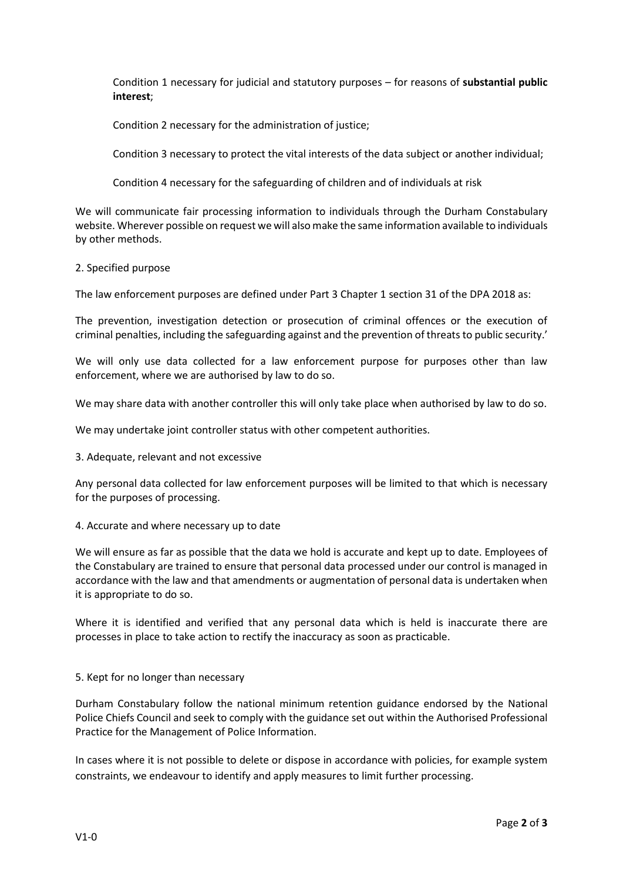Condition 1 necessary for judicial and statutory purposes – for reasons of **substantial public interest**;

Condition 2 necessary for the administration of justice;

Condition 3 necessary to protect the vital interests of the data subject or another individual;

Condition 4 necessary for the safeguarding of children and of individuals at risk

We will communicate fair processing information to individuals through the Durham Constabulary website. Wherever possible on request we will also make the same information available to individuals by other methods.

2. Specified purpose

The law enforcement purposes are defined under Part 3 Chapter 1 section 31 of the DPA 2018 as:

The prevention, investigation detection or prosecution of criminal offences or the execution of criminal penalties, including the safeguarding against and the prevention of threats to public security.'

We will only use data collected for a law enforcement purpose for purposes other than law enforcement, where we are authorised by law to do so.

We may share data with another controller this will only take place when authorised by law to do so.

We may undertake joint controller status with other competent authorities.

3. Adequate, relevant and not excessive

Any personal data collected for law enforcement purposes will be limited to that which is necessary for the purposes of processing.

4. Accurate and where necessary up to date

We will ensure as far as possible that the data we hold is accurate and kept up to date. Employees of the Constabulary are trained to ensure that personal data processed under our control is managed in accordance with the law and that amendments or augmentation of personal data is undertaken when it is appropriate to do so.

Where it is identified and verified that any personal data which is held is inaccurate there are processes in place to take action to rectify the inaccuracy as soon as practicable.

5. Kept for no longer than necessary

Durham Constabulary follow the national minimum retention guidance endorsed by the National Police Chiefs Council and seek to comply with the guidance set out within the Authorised Professional Practice for the Management of Police Information.

In cases where it is not possible to delete or dispose in accordance with policies, for example system constraints, we endeavour to identify and apply measures to limit further processing.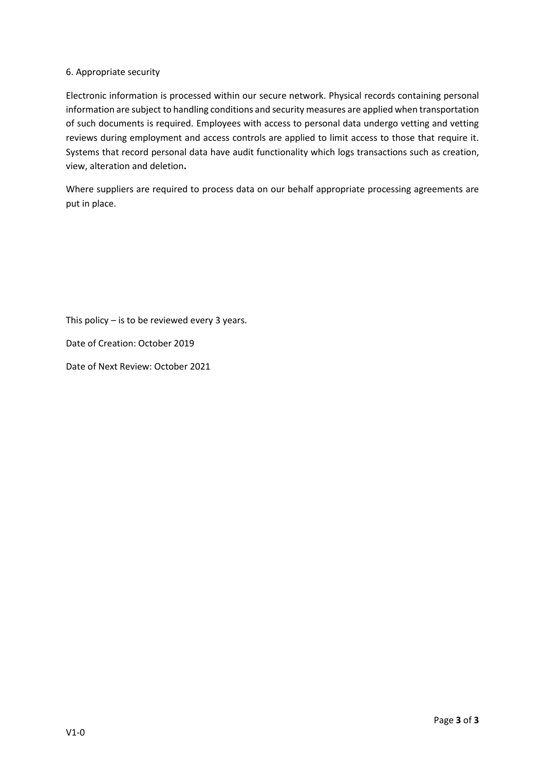## 6. Appropriate security

Electronic information is processed within our secure network. Physical records containing personal information are subject to handling conditions and security measures are applied when transportation of such documents is required. Employees with access to personal data undergo vetting and vetting reviews during employment and access controls are applied to limit access to those that require it. Systems that record personal data have audit functionality which logs transactions such as creation, view, alteration and deletion**.**

Where suppliers are required to process data on our behalf appropriate processing agreements are put in place.

This policy – is to be reviewed every 3 years.

Date of Creation: October 2019

Date of Next Review: October 2021

V1-0